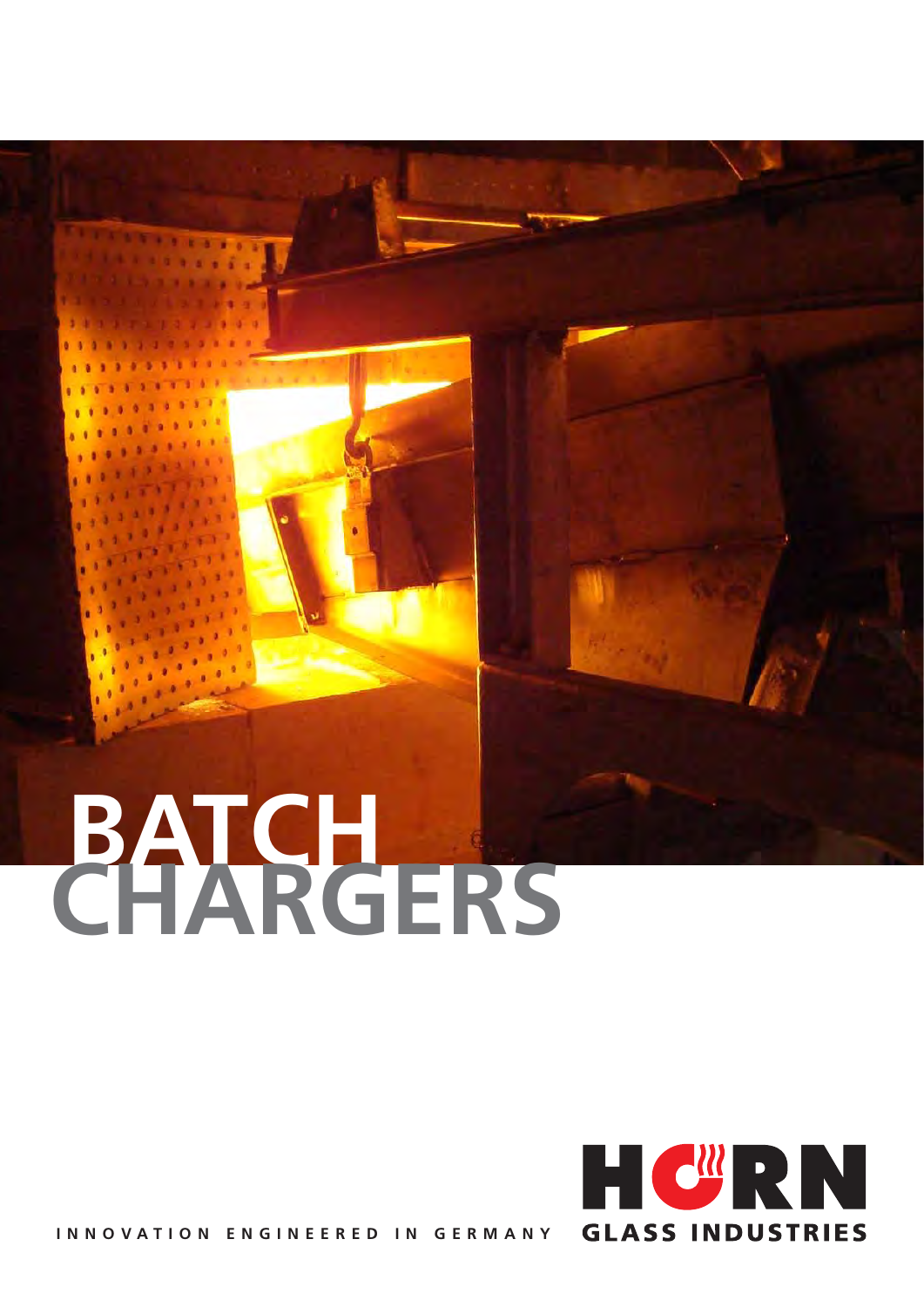# BATCH CHARGERS

HORN GLASS INDUSTRIES

INNOVATION ENGINEERED IN GERMANY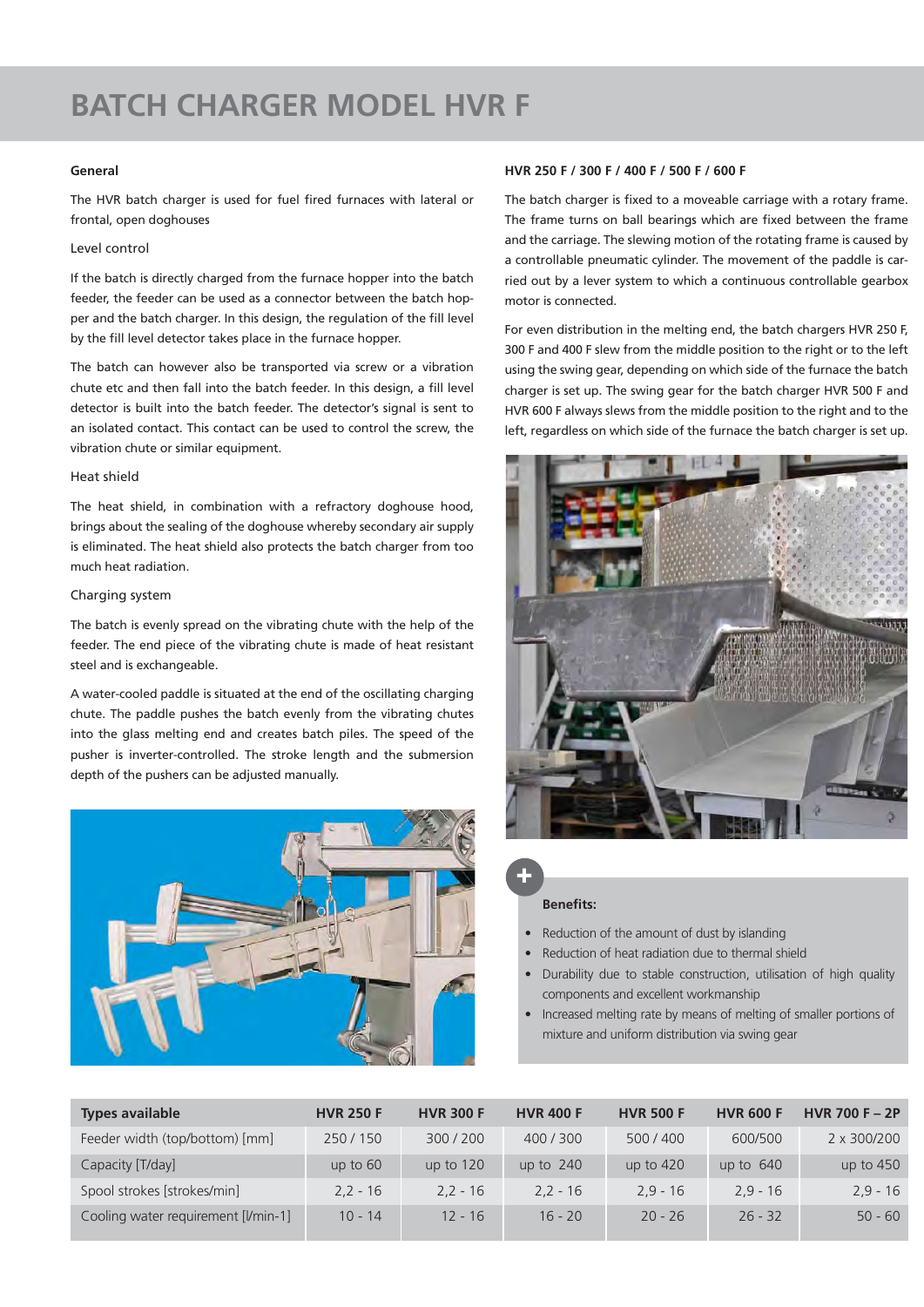# BATCH CHARGER MODEL HVR F

**General**

The HVR batch charger is used for fuel fired furnaces with lateral or frontal, open doghouses

Level control

If the batch is directly charged from the furnace hopper into the batch feeder, the feeder can be used as a connector between the batch hopper and the batch charger. In this design, the regulation of the fill level by the fill level detector takes place in the furnace hopper.

The batch can however also be transported via screw or a vibration chute etc and then fall into the batch feeder. In this design, a fill level detector is built into the batch feeder. The detector's signal is sent to an isolated contact. This contact can be used to control the screw, the vibration chute or similar equipment.

Heat shield

The heat shield, in combination with a refractory doghouse hood, brings about the sealing of the doghouse whereby secondary air supply is eliminated. The heat shield also protects the batch charger from too much heat radiation.

Charging system

The batch is evenly spread on the vibrating chute with the help of the feeder. The end piece of the vibrating chute is made of heat resistant steel and is exchangeable.

A water-cooled paddle is situated at the end of the oscillating charging chute. The paddle pushes the batch evenly from the vibrating chutes into the glass melting end and creates batch piles. The speed of the pusher is inverter-controlled. The stroke length and the submersion depth of the pushers can be adjusted manually.

**HVR 250 F / 300 F / 400 F / 500 F / 600 F**

The batch charger is fixed to a moveable carriage with a rotary frame. The frame turns on ball bearings which are fixed between the frame and the carriage. The slewing motion of the rotating frame is caused by a controllable pneumatic cylinder. The movement of the paddle is carried out by a lever system to which a continuous controllable gearbox motor is connected.

For even distribution in the melting end, the batch chargers HVR 250 F, 300 F and 400 F slew from the middle position to the right or to the left using the swing gear, depending on which side of the furnace the batch charger is set up. The swing gear for the batch charger HVR 500 F and HVR 600 F always slews from the middle position to the right and to the left, regardless on which side of the furnace the batch charger is set up.

**Benefits:**

- Reduction of the amount of dust by islanding
- Reduction of heat radiation due to thermal shield
- Durability due to stable construction, utilisation of high quality components and excellent workmanship
- Increased melting rate by means of melting of smaller portions of mixture and uniform distribution via swing gear

| Types available | HVR 250 F | HVR 300 F | HVR 400 F | HVR 500 F | HVR 600 F | HVR 700 F – 2P |
|---|---|---|---|---|---|---|
| Feeder width (top/bottom) [mm] | 250 / 150 | 300 / 200 | 400 / 300 | 500 / 400 | 600/500 | 2 x 300/200 |
| Capacity [T/day] | up to 60 | up to 120 | up to 240 | up to 420 | up to 640 | up to 450 |
| Spool strokes [strokes/min] | 2,2 - 16 | 2,2 - 16 | 2,2 - 16 | 2,9 - 16 | 2,9 - 16 | 2,9 - 16 |
| Cooling water requirement [l/min-1] | 10 - 14 | 12 - 16 | 16 - 20 | 20 - 26 | 26 - 32 | 50 - 60 |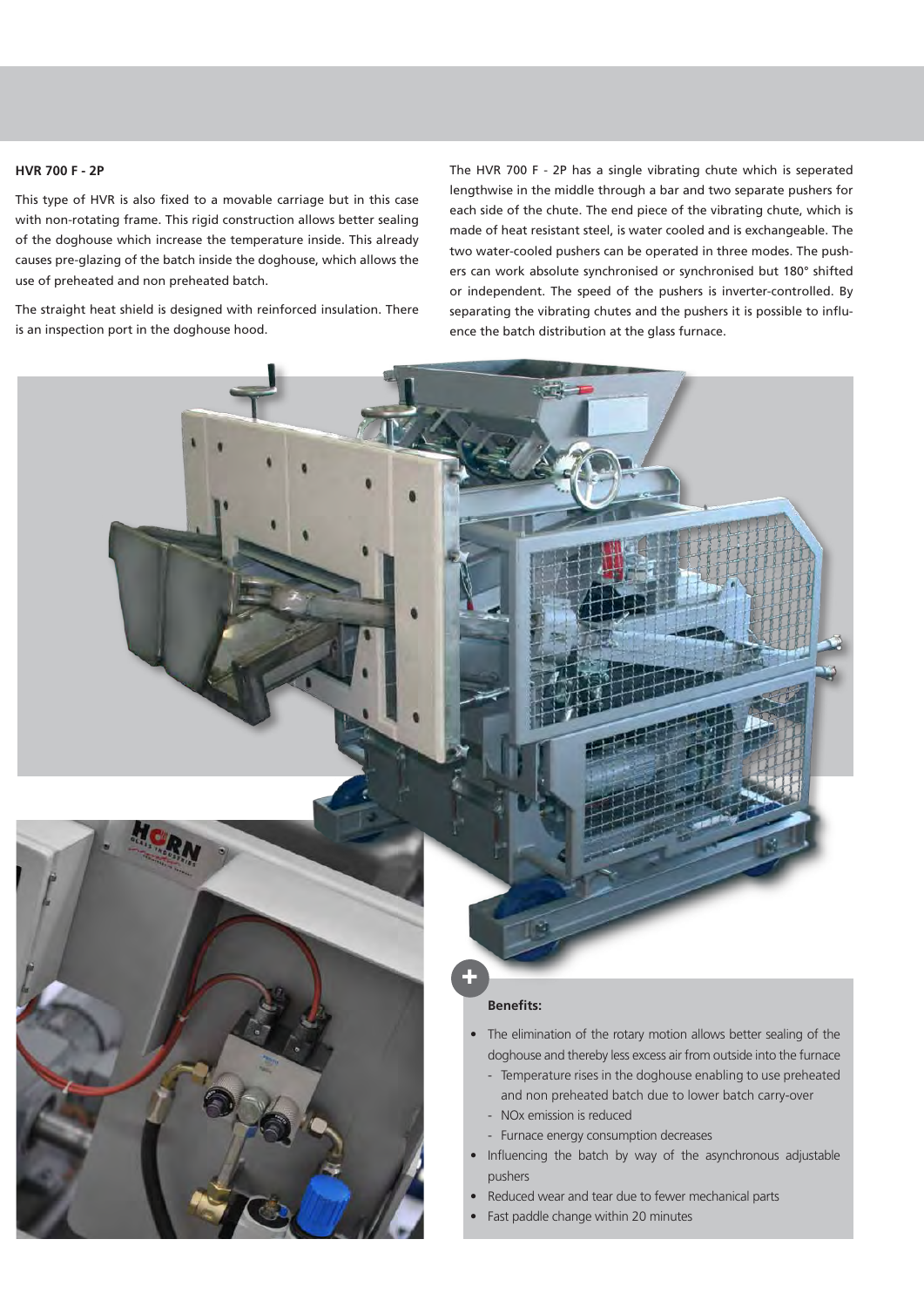### HVR 700 F - 2P

This type of HVR is also fixed to a movable carriage but in this case with non-rotating frame. This rigid construction allows better sealing of the doghouse which increase the temperature inside. This already causes pre-glazing of the batch inside the doghouse, which allows the use of preheated and non preheated batch.

The straight heat shield is designed with reinforced insulation. There is an inspection port in the doghouse hood.

The HVR 700 F - 2P has a single vibrating chute which is seperated lengthwise in the middle through a bar and two separate pushers for each side of the chute. The end piece of the vibrating chute, which is made of heat resistant steel, is water cooled and is exchangeable. The two water-cooled pushers can be operated in three modes. The pushers can work absolute synchronised or synchronised but 180° shifted or independent. The speed of the pushers is inverter-controlled. By separating the vibrating chutes and the pushers it is possible to influence the batch distribution at the glass furnace.

**Benefits:**

- The elimination of the rotary motion allows better sealing of the doghouse and thereby less excess air from outside into the furnace
  - Temperature rises in the doghouse enabling to use preheated and non preheated batch due to lower batch carry-over
  - NOx emission is reduced
  - Furnace energy consumption decreases
- Influencing the batch by way of the asynchronous adjustable pushers
- Reduced wear and tear due to fewer mechanical parts
- Fast paddle change within 20 minutes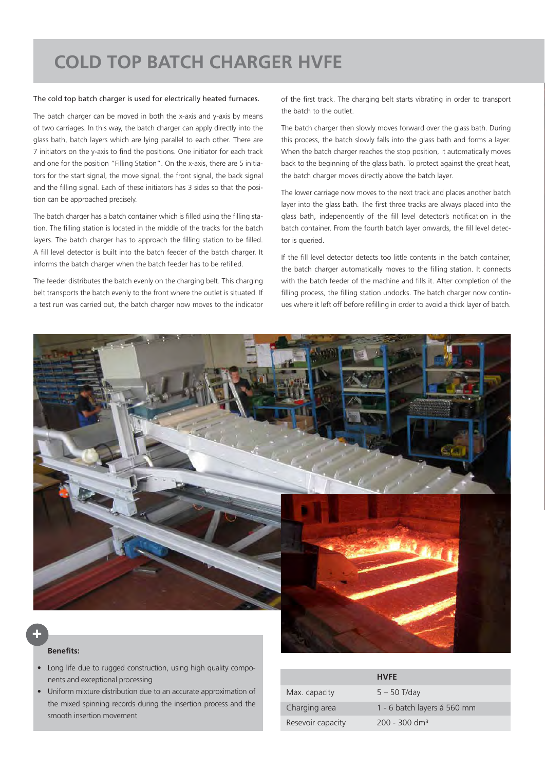# COLD TOP BATCH CHARGER HVFE

The cold top batch charger is used for electrically heated furnaces.

The batch charger can be moved in both the x-axis and y-axis by means of two carriages. In this way, the batch charger can apply directly into the glass bath, batch layers which are lying parallel to each other. There are 7 initiators on the y-axis to find the positions. One initiator for each track and one for the position "Filling Station". On the x-axis, there are 5 initiators for the start signal, the move signal, the front signal, the back signal and the filling signal. Each of these initiators has 3 sides so that the position can be approached precisely.

The batch charger has a batch container which is filled using the filling station. The filling station is located in the middle of the tracks for the batch layers. The batch charger has to approach the filling station to be filled. A fill level detector is built into the batch feeder of the batch charger. It informs the batch charger when the batch feeder has to be refilled.

The feeder distributes the batch evenly on the charging belt. This charging belt transports the batch evenly to the front where the outlet is situated. If a test run was carried out, the batch charger now moves to the indicator of the first track. The charging belt starts vibrating in order to transport the batch to the outlet.

The batch charger then slowly moves forward over the glass bath. During this process, the batch slowly falls into the glass bath and forms a layer. When the batch charger reaches the stop position, it automatically moves back to the beginning of the glass bath. To protect against the great heat, the batch charger moves directly above the batch layer.

The lower carriage now moves to the next track and places another batch layer into the glass bath. The first three tracks are always placed into the glass bath, independently of the fill level detector's notification in the batch container. From the fourth batch layer onwards, the fill level detector is queried.

If the fill level detector detects too little contents in the batch container, the batch charger automatically moves to the filling station. It connects with the batch feeder of the machine and fills it. After completion of the filling process, the filling station undocks. The batch charger now continues where it left off before refilling in order to avoid a thick layer of batch.

**Benefits:**

- Long life due to rugged construction, using high quality components and exceptional processing
- Uniform mixture distribution due to an accurate approximation of the mixed spinning records during the insertion process and the smooth insertion movement

| | HVFE |
|---|---|
| Max. capacity | 5 – 50 T/day |
| Charging area | 1 - 6 batch layers á 560 mm |
| Resevoir capacity | 200 - 300 dm³ |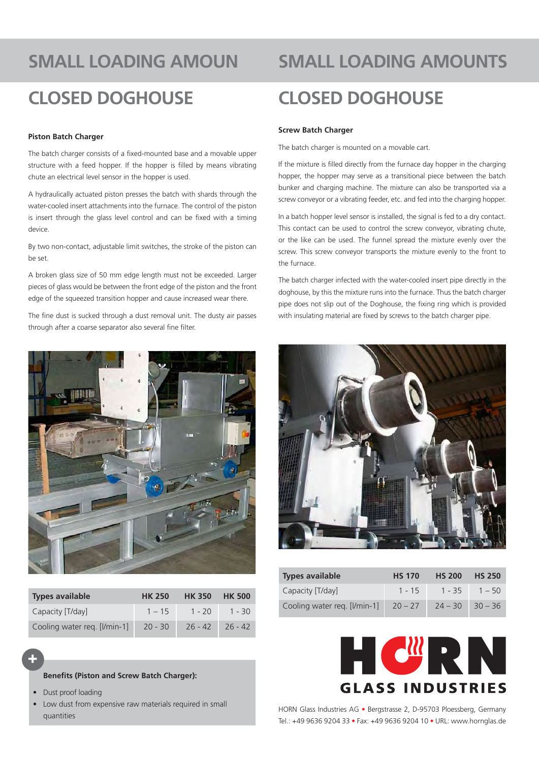# SMALL LOADING AMOUN

## CLOSED DOGHOUSE

### Piston Batch Charger

The batch charger consists of a fixed-mounted base and a movable upper structure with a feed hopper. If the hopper is filled by means vibrating chute an electrical level sensor in the hopper is used.

A hydraulically actuated piston presses the batch with shards through the water-cooled insert attachments into the furnace. The control of the piston is insert through the glass level control and can be fixed with a timing device.

By two non-contact, adjustable limit switches, the stroke of the piston can be set.

A broken glass size of 50 mm edge length must not be exceeded. Larger pieces of glass would be between the front edge of the piston and the front edge of the squeezed transition hopper and cause increased wear there.

The fine dust is sucked through a dust removal unit. The dusty air passes through after a coarse separator also several fine filter.

| Types available | HK 250 | HK 350 | HK 500 |
|---|---|---|---|
| Capacity [T/day] | 1 – 15 | 1 - 20 | 1 - 30 |
| Cooling water req. [l/min-1] | 20 - 30 | 26 - 42 | 26 - 42 |

**Benefits (Piston and Screw Batch Charger):**

- Dust proof loading
- Low dust from expensive raw materials required in small quantities

# SMALL LOADING AMOUNTS

## CLOSED DOGHOUSE

### Screw Batch Charger

The batch charger is mounted on a movable cart.

If the mixture is filled directly from the furnace day hopper in the charging hopper, the hopper may serve as a transitional piece between the batch bunker and charging machine. The mixture can also be transported via a screw conveyor or a vibrating feeder, etc. and fed into the charging hopper.

In a batch hopper level sensor is installed, the signal is fed to a dry contact. This contact can be used to control the screw conveyor, vibrating chute, or the like can be used. The funnel spread the mixture evenly over the screw. This screw conveyor transports the mixture evenly to the front to the furnace.

The batch charger infected with the water-cooled insert pipe directly in the doghouse, by this the mixture runs into the furnace. Thus the batch charger pipe does not slip out of the Doghouse, the fixing ring which is provided with insulating material are fixed by screws to the batch charger pipe.

| Types available | HS 170 | HS 200 | HS 250 |
|---|---|---|---|
| Capacity [T/day] | 1 - 15 | 1 - 35 | 1 – 50 |
| Cooling water req. [l/min-1] | 20 – 27 | 24 – 30 | 30 – 36 |

HORN GLASS INDUSTRIES

HORN Glass Industries AG • Bergstrasse 2, D-95703 Ploessberg, Germany
Tel.: +49 9636 9204 33 • Fax: +49 9636 9204 10 • URL: www.hornglas.de